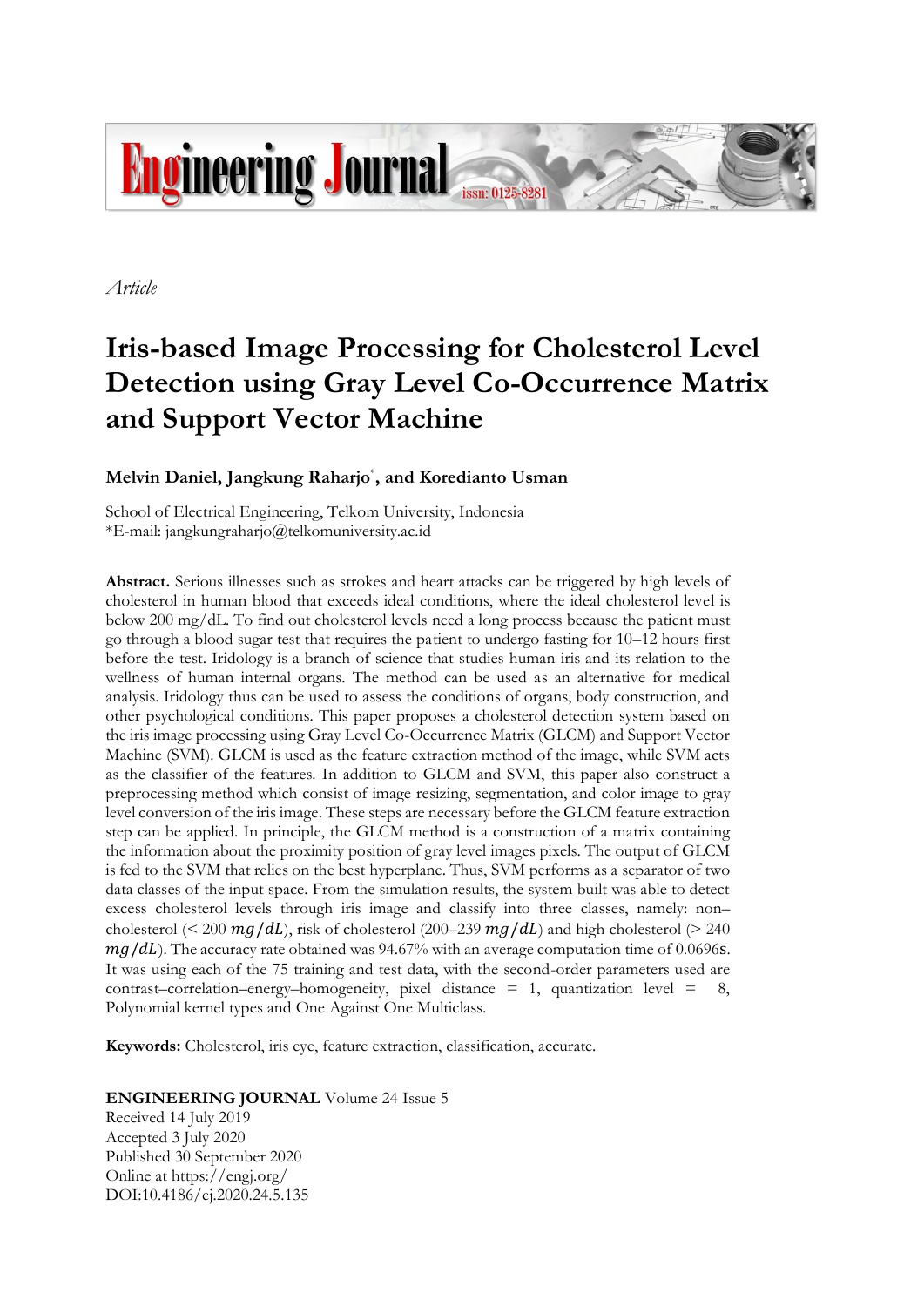*Article*

# Iris-based Image Processing for Cholesterol Level Detection using Gray Level Co-Occurrence Matrix and Support Vector Machine

**Melvin Daniel, Jangkung Raharjo*, and Koredianto Usman**

School of Electrical Engineering, Telkom University, Indonesia
*E-mail: jangkungraharjo@telkomuniversity.ac.id

**Abstract.** Serious illnesses such as strokes and heart attacks can be triggered by high levels of cholesterol in human blood that exceeds ideal conditions, where the ideal cholesterol level is below 200 mg/dL. To find out cholesterol levels need a long process because the patient must go through a blood sugar test that requires the patient to undergo fasting for 10–12 hours first before the test. Iridology is a branch of science that studies human iris and its relation to the wellness of human internal organs. The method can be used as an alternative for medical analysis. Iridology thus can be used to assess the conditions of organs, body construction, and other psychological conditions. This paper proposes a cholesterol detection system based on the iris image processing using Gray Level Co-Occurrence Matrix (GLCM) and Support Vector Machine (SVM). GLCM is used as the feature extraction method of the image, while SVM acts as the classifier of the features. In addition to GLCM and SVM, this paper also construct a preprocessing method which consist of image resizing, segmentation, and color image to gray level conversion of the iris image. These steps are necessary before the GLCM feature extraction step can be applied. In principle, the GLCM method is a construction of a matrix containing the information about the proximity position of gray level images pixels. The output of GLCM is fed to the SVM that relies on the best hyperplane. Thus, SVM performs as a separator of two data classes of the input space. From the simulation results, the system built was able to detect excess cholesterol levels through iris image and classify into three classes, namely: non–cholesterol (< 200 $mg/dL$), risk of cholesterol (200–239 $mg/dL$) and high cholesterol (> 240 $mg/dL$). The accuracy rate obtained was 94.67% with an average computation time of 0.0696$s$. It was using each of the 75 training and test data, with the second-order parameters used are contrast–correlation–energy–homogeneity, pixel distance = 1, quantization level = 8, Polynomial kernel types and One Against One Multiclass.

**Keywords:** Cholesterol, iris eye, feature extraction, classification, accurate.

**ENGINEERING JOURNAL** Volume 24 Issue 5
Received 14 July 2019
Accepted 3 July 2020
Published 30 September 2020
Online at https://engj.org/
DOI:10.4186/ej.2020.24.5.135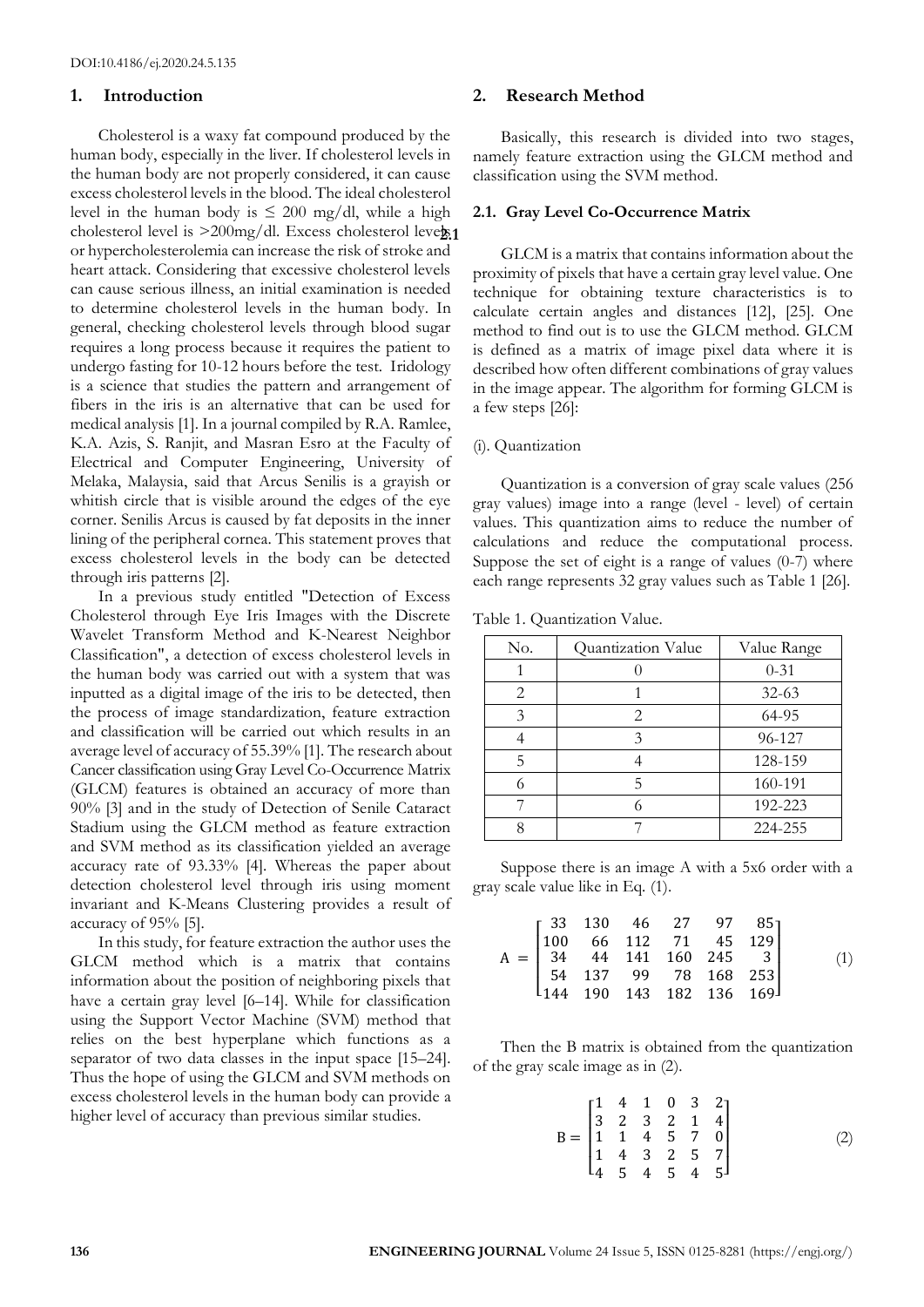## 1. Introduction

Cholesterol is a waxy fat compound produced by the human body, especially in the liver. If cholesterol levels in the human body are not properly considered, it can cause excess cholesterol levels in the blood. The ideal cholesterol level in the human body is ≤ 200 mg/dl, while a high cholesterol level is >200mg/dl. Excess cholesterol levels or hypercholesterolemia can increase the risk of stroke and heart attack. Considering that excessive cholesterol levels can cause serious illness, an initial examination is needed to determine cholesterol levels in the human body. In general, checking cholesterol levels through blood sugar requires a long process because it requires the patient to undergo fasting for 10-12 hours before the test. Iridology is a science that studies the pattern and arrangement of fibers in the iris is an alternative that can be used for medical analysis [1]. In a journal compiled by R.A. Ramlee, K.A. Azis, S. Ranjit, and Masran Esro at the Faculty of Electrical and Computer Engineering, University of Melaka, Malaysia, said that Arcus Senilis is a grayish or whitish circle that is visible around the edges of the eye corner. Senilis Arcus is caused by fat deposits in the inner lining of the peripheral cornea. This statement proves that excess cholesterol levels in the body can be detected through iris patterns [2].

In a previous study entitled "Detection of Excess Cholesterol through Eye Iris Images with the Discrete Wavelet Transform Method and K-Nearest Neighbor Classification", a detection of excess cholesterol levels in the human body was carried out with a system that was inputted as a digital image of the iris to be detected, then the process of image standardization, feature extraction and classification will be carried out which results in an average level of accuracy of 55.39% [1]. The research about Cancer classification using Gray Level Co-Occurrence Matrix (GLCM) features is obtained an accuracy of more than 90% [3] and in the study of Detection of Senile Cataract Stadium using the GLCM method as feature extraction and SVM method as its classification yielded an average accuracy rate of 93.33% [4]. Whereas the paper about detection cholesterol level through iris using moment invariant and K-Means Clustering provides a result of accuracy of 95% [5].

In this study, for feature extraction the author uses the GLCM method which is a matrix that contains information about the position of neighboring pixels that have a certain gray level [6–14]. While for classification using the Support Vector Machine (SVM) method that relies on the best hyperplane which functions as a separator of two data classes in the input space [15–24]. Thus the hope of using the GLCM and SVM methods on excess cholesterol levels in the human body can provide a higher level of accuracy than previous similar studies.

## 2. Research Method

Basically, this research is divided into two stages, namely feature extraction using the GLCM method and classification using the SVM method.

### 2.1. Gray Level Co-Occurrence Matrix

GLCM is a matrix that contains information about the proximity of pixels that have a certain gray level value. One technique for obtaining texture characteristics is to calculate certain angles and distances [12], [25]. One method to find out is to use the GLCM method. GLCM is defined as a matrix of image pixel data where it is described how often different combinations of gray values in the image appear. The algorithm for forming GLCM is a few steps [26]:

(i). Quantization

Quantization is a conversion of gray scale values (256 gray values) image into a range (level - level) of certain values. This quantization aims to reduce the number of calculations and reduce the computational process. Suppose the set of eight is a range of values (0-7) where each range represents 32 gray values such as Table 1 [26].

Table 1. Quantization Value.

| No. | Quantization Value | Value Range |
|---|---|---|
| 1 | 0 | 0-31 |
| 2 | 1 | 32-63 |
| 3 | 2 | 64-95 |
| 4 | 3 | 96-127 |
| 5 | 4 | 128-159 |
| 6 | 5 | 160-191 |
| 7 | 6 | 192-223 |
| 8 | 7 | 224-255 |

Suppose there is an image A with a 5x6 order with a gray scale value like in Eq. (1).

$$A = \begin{bmatrix} 33 & 130 & 46 & 27 & 97 & 85 \\ 100 & 66 & 112 & 71 & 45 & 129 \\ 34 & 44 & 141 & 160 & 245 & 3 \\ 54 & 137 & 99 & 78 & 168 & 253 \\ 144 & 190 & 143 & 182 & 136 & 169 \end{bmatrix} \quad (1)$$

Then the B matrix is obtained from the quantization of the gray scale image as in (2).

$$B = \begin{bmatrix} 1 & 4 & 1 & 0 & 3 & 2 \\ 3 & 2 & 3 & 2 & 1 & 4 \\ 1 & 1 & 4 & 5 & 7 & 0 \\ 1 & 4 & 3 & 2 & 5 & 7 \\ 4 & 5 & 4 & 5 & 4 & 5 \end{bmatrix} \quad (2)$$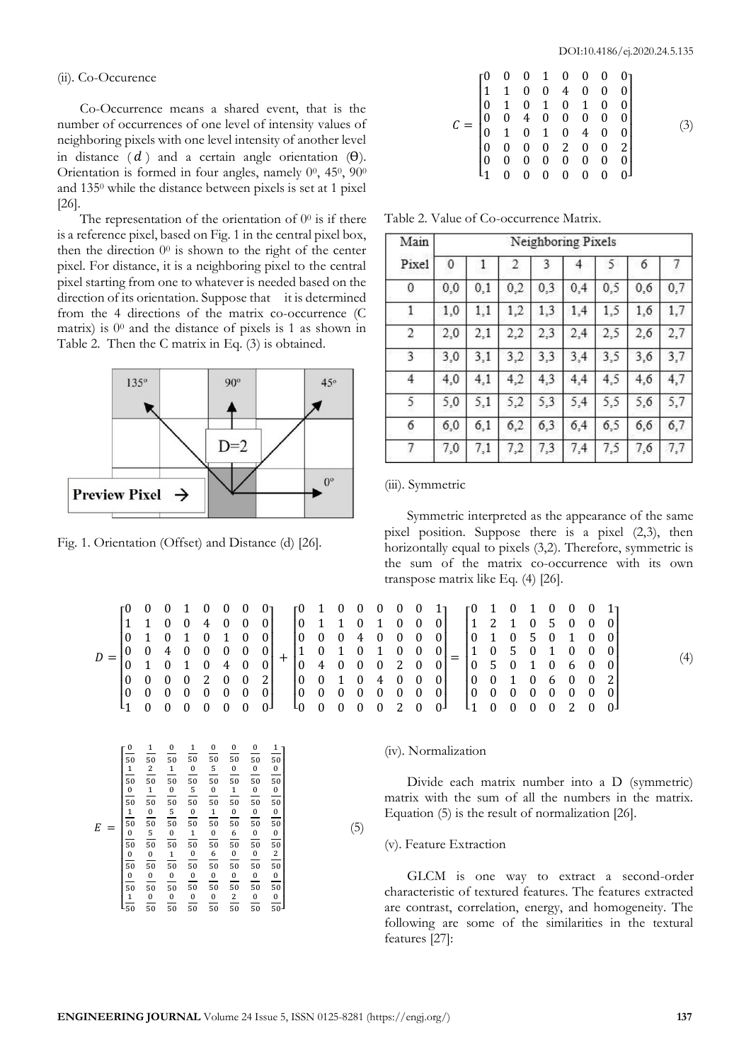(ii). Co-Occurence

Co-Occurrence means a shared event, that is the number of occurrences of one level of intensity values of neighboring pixels with one level intensity of another level in distance ($d$) and a certain angle orientation (ϴ). Orientation is formed in four angles, namely $0^0$, $45^0$, $90^0$ and $135^0$ while the distance between pixels is set at 1 pixel [26].

The representation of the orientation of $0^0$ is if there is a reference pixel, based on Fig. 1 in the central pixel box, then the direction $0^0$ is shown to the right of the center pixel. For distance, it is a neighboring pixel to the central pixel starting from one to whatever is needed based on the direction of its orientation. Suppose that it is determined from the 4 directions of the matrix co-occurrence (C matrix) is $0^0$ and the distance of pixels is 1 as shown in Table 2. Then the C matrix in Eq. (3) is obtained.

Fig. 1. Orientation (Offset) and Distance (d) [26].

$$C = \begin{bmatrix} 0 & 0 & 0 & 1 & 0 & 0 & 0 & 0 \\ 1 & 1 & 0 & 0 & 4 & 0 & 0 & 0 \\ 0 & 1 & 0 & 1 & 0 & 1 & 0 & 0 \\ 0 & 0 & 4 & 0 & 0 & 0 & 0 & 0 \\ 0 & 1 & 0 & 1 & 0 & 4 & 0 & 0 \\ 0 & 0 & 0 & 0 & 2 & 0 & 0 & 2 \\ 0 & 0 & 0 & 0 & 0 & 0 & 0 & 0 \\ 1 & 0 & 0 & 0 & 0 & 0 & 0 & 0 \end{bmatrix} \tag{3}$$

Table 2. Value of Co-occurrence Matrix.

| Main Pixel | Neighboring Pixels | | | | | | | |
|---|---|---|---|---|---|---|---|---|
| | 0 | 1 | 2 | 3 | 4 | 5 | 6 | 7 |
| 0 | 0,0 | 0,1 | 0,2 | 0,3 | 0,4 | 0,5 | 0,6 | 0,7 |
| 1 | 1,0 | 1,1 | 1,2 | 1,3 | 1,4 | 1,5 | 1,6 | 1,7 |
| 2 | 2,0 | 2,1 | 2,2 | 2,3 | 2,4 | 2,5 | 2,6 | 2,7 |
| 3 | 3,0 | 3,1 | 3,2 | 3,3 | 3,4 | 3,5 | 3,6 | 3,7 |
| 4 | 4,0 | 4,1 | 4,2 | 4,3 | 4,4 | 4,5 | 4,6 | 4,7 |
| 5 | 5,0 | 5,1 | 5,2 | 5,3 | 5,4 | 5,5 | 5,6 | 5,7 |
| 6 | 6,0 | 6,1 | 6,2 | 6,3 | 6,4 | 6,5 | 6,6 | 6,7 |
| 7 | 7,0 | 7,1 | 7,2 | 7,3 | 7,4 | 7,5 | 7,6 | 7,7 |

(iii). Symmetric

Symmetric interpreted as the appearance of the same pixel position. Suppose there is a pixel (2,3), then horizontally equal to pixels (3,2). Therefore, symmetric is the sum of the matrix co-occurrence with its own transpose matrix like Eq. (4) [26].

$$D = \begin{bmatrix} 0 & 0 & 0 & 1 & 0 & 0 & 0 & 0 \\ 1 & 1 & 0 & 0 & 4 & 0 & 0 & 0 \\ 0 & 1 & 0 & 1 & 0 & 1 & 0 & 0 \\ 0 & 0 & 4 & 0 & 0 & 0 & 0 & 0 \\ 0 & 1 & 0 & 1 & 0 & 4 & 0 & 0 \\ 0 & 0 & 0 & 0 & 2 & 0 & 0 & 2 \\ 0 & 0 & 0 & 0 & 0 & 0 & 0 & 0 \\ 1 & 0 & 0 & 0 & 0 & 0 & 0 & 0 \end{bmatrix} + \begin{bmatrix} 0 & 1 & 0 & 0 & 0 & 0 & 0 & 1 \\ 0 & 1 & 1 & 0 & 1 & 0 & 0 & 0 \\ 0 & 0 & 0 & 4 & 0 & 0 & 0 & 0 \\ 1 & 0 & 1 & 0 & 1 & 0 & 0 & 0 \\ 0 & 4 & 0 & 0 & 0 & 2 & 0 & 0 \\ 0 & 0 & 1 & 0 & 4 & 0 & 0 & 0 \\ 0 & 0 & 0 & 0 & 0 & 0 & 0 & 0 \\ 0 & 0 & 0 & 0 & 0 & 2 & 0 & 0 \end{bmatrix} = \begin{bmatrix} 0 & 1 & 0 & 1 & 0 & 0 & 0 & 1 \\ 1 & 2 & 1 & 0 & 5 & 0 & 0 & 0 \\ 0 & 1 & 0 & 5 & 0 & 1 & 0 & 0 \\ 1 & 0 & 5 & 0 & 1 & 0 & 0 & 0 \\ 0 & 5 & 0 & 1 & 0 & 6 & 0 & 0 \\ 0 & 0 & 1 & 0 & 6 & 0 & 0 & 2 \\ 0 & 0 & 0 & 0 & 0 & 0 & 0 & 0 \\ 1 & 0 & 0 & 0 & 0 & 2 & 0 & 0 \end{bmatrix} \tag{4}$$

$$E = \begin{bmatrix} \frac{0}{50} & \frac{1}{50} & \frac{0}{50} & \frac{1}{50} & \frac{0}{50} & \frac{0}{50} & \frac{0}{50} & \frac{1}{50} \\ \frac{1}{50} & \frac{2}{50} & \frac{1}{50} & \frac{0}{50} & \frac{5}{50} & \frac{0}{50} & \frac{0}{50} & \frac{0}{50} \\ \frac{0}{50} & \frac{1}{50} & \frac{0}{50} & \frac{5}{50} & \frac{0}{50} & \frac{1}{50} & \frac{0}{50} & \frac{0}{50} \\ \frac{1}{50} & \frac{0}{50} & \frac{5}{50} & \frac{0}{50} & \frac{1}{50} & \frac{0}{50} & \frac{0}{50} & \frac{0}{50} \\ \frac{0}{50} & \frac{5}{50} & \frac{0}{50} & \frac{1}{50} & \frac{0}{50} & \frac{6}{50} & \frac{0}{50} & \frac{0}{50} \\ \frac{0}{50} & \frac{0}{50} & \frac{1}{50} & \frac{0}{50} & \frac{6}{50} & \frac{0}{50} & \frac{0}{50} & \frac{2}{50} \\ \frac{0}{50} & \frac{0}{50} & \frac{0}{50} & \frac{0}{50} & \frac{0}{50} & \frac{0}{50} & \frac{0}{50} & \frac{0}{50} \\ \frac{1}{50} & \frac{0}{50} & \frac{0}{50} & \frac{0}{50} & \frac{0}{50} & \frac{2}{50} & \frac{0}{50} & \frac{0}{50} \end{bmatrix} \tag{5}$$

(iv). Normalization

Divide each matrix number into a D (symmetric) matrix with the sum of all the numbers in the matrix. Equation (5) is the result of normalization [26].

(v). Feature Extraction

GLCM is one way to extract a second-order characteristic of textured features. The features extracted are contrast, correlation, energy, and homogeneity. The following are some of the similarities in the textural features [27]: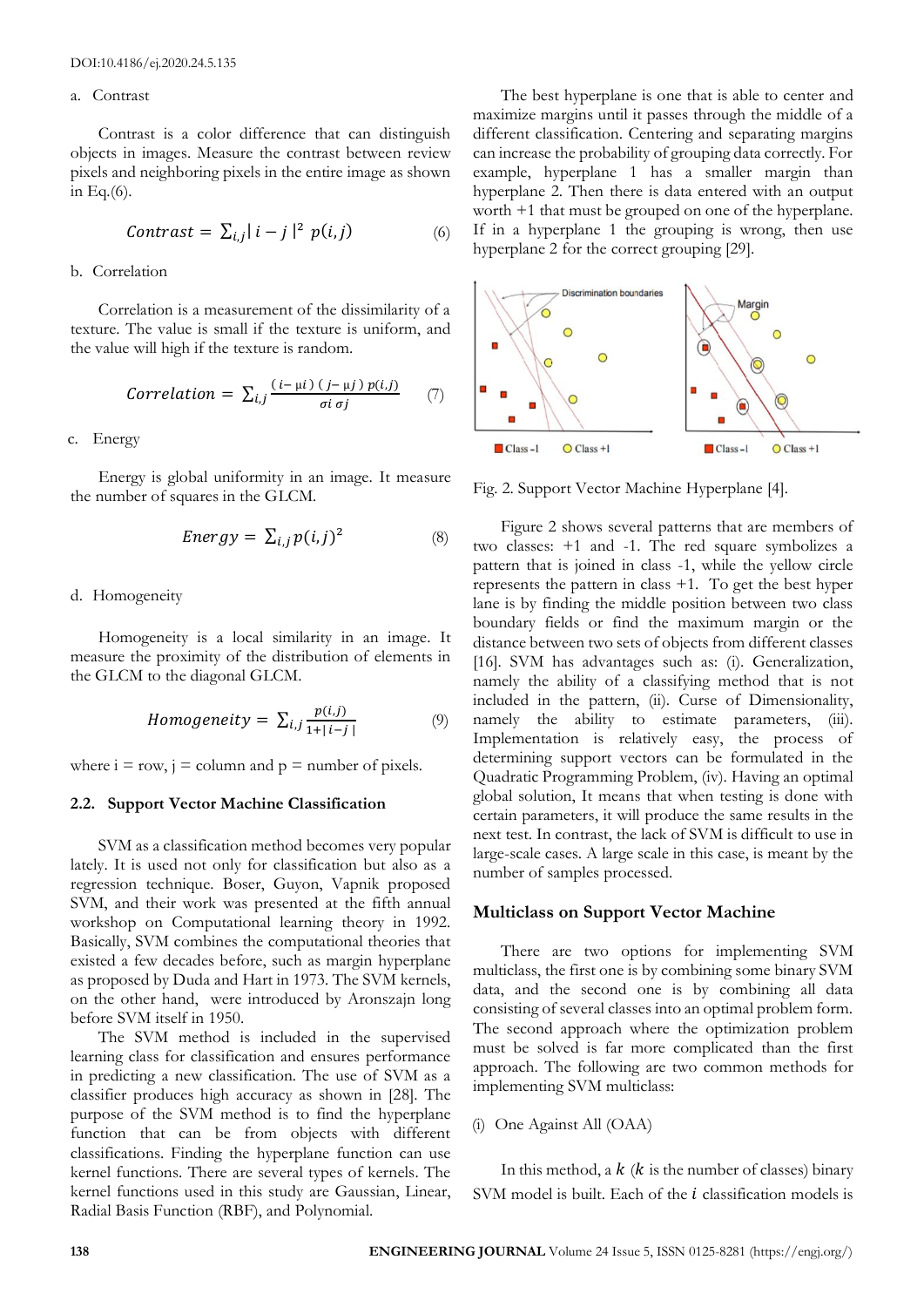a. Contrast

Contrast is a color difference that can distinguish objects in images. Measure the contrast between review pixels and neighboring pixels in the entire image as shown in Eq.(6).

$$Contrast = \sum_{i,j} | i - j |^2 \; p(i,j) \qquad (6)$$

b. Correlation

Correlation is a measurement of the dissimilarity of a texture. The value is small if the texture is uniform, and the value will high if the texture is random.

$$Correlation = \sum_{i,j} \frac{(i-\mu i)\,(j-\mu j)\,p(i,j)}{\sigma i \; \sigma j} \qquad (7)$$

c. Energy

Energy is global uniformity in an image. It measure the number of squares in the GLCM.

$$Energy = \sum_{i,j} p(i,j)^2 \qquad (8)$$

d. Homogeneity

Homogeneity is a local similarity in an image. It measure the proximity of the distribution of elements in the GLCM to the diagonal GLCM.

$$Homogeneity = \sum_{i,j} \frac{p(i,j)}{1+| i-j |} \qquad (9)$$

where i = row, j = column and p = number of pixels.

### 2.2. Support Vector Machine Classification

SVM as a classification method becomes very popular lately. It is used not only for classification but also as a regression technique. Boser, Guyon, Vapnik proposed SVM, and their work was presented at the fifth annual workshop on Computational learning theory in 1992. Basically, SVM combines the computational theories that existed a few decades before, such as margin hyperplane as proposed by Duda and Hart in 1973. The SVM kernels, on the other hand, were introduced by Aronszajn long before SVM itself in 1950.

The SVM method is included in the supervised learning class for classification and ensures performance in predicting a new classification. The use of SVM as a classifier produces high accuracy as shown in [28]. The purpose of the SVM method is to find the hyperplane function that can be from objects with different classifications. Finding the hyperplane function can use kernel functions. There are several types of kernels. The kernel functions used in this study are Gaussian, Linear, Radial Basis Function (RBF), and Polynomial.

The best hyperplane is one that is able to center and maximize margins until it passes through the middle of a different classification. Centering and separating margins can increase the probability of grouping data correctly. For example, hyperplane 1 has a smaller margin than hyperplane 2. Then there is data entered with an output worth +1 that must be grouped on one of the hyperplane. If in a hyperplane 1 the grouping is wrong, then use hyperplane 2 for the correct grouping [29].

Fig. 2. Support Vector Machine Hyperplane [4].

Figure 2 shows several patterns that are members of two classes: +1 and -1. The red square symbolizes a pattern that is joined in class -1, while the yellow circle represents the pattern in class +1. To get the best hyper lane is by finding the middle position between two class boundary fields or find the maximum margin or the distance between two sets of objects from different classes [16]. SVM has advantages such as: (i). Generalization, namely the ability of a classifying method that is not included in the pattern, (ii). Curse of Dimensionality, namely the ability to estimate parameters, (iii). Implementation is relatively easy, the process of determining support vectors can be formulated in the Quadratic Programming Problem, (iv). Having an optimal global solution, It means that when testing is done with certain parameters, it will produce the same results in the next test. In contrast, the lack of SVM is difficult to use in large-scale cases. A large scale in this case, is meant by the number of samples processed.

### Multiclass on Support Vector Machine

There are two options for implementing SVM multiclass, the first one is by combining some binary SVM data, and the second one is by combining all data consisting of several classes into an optimal problem form. The second approach where the optimization problem must be solved is far more complicated than the first approach. The following are two common methods for implementing SVM multiclass:

(i) One Against All (OAA)

In this method, a $k$ ($k$ is the number of classes) binary SVM model is built. Each of the $i$ classification models is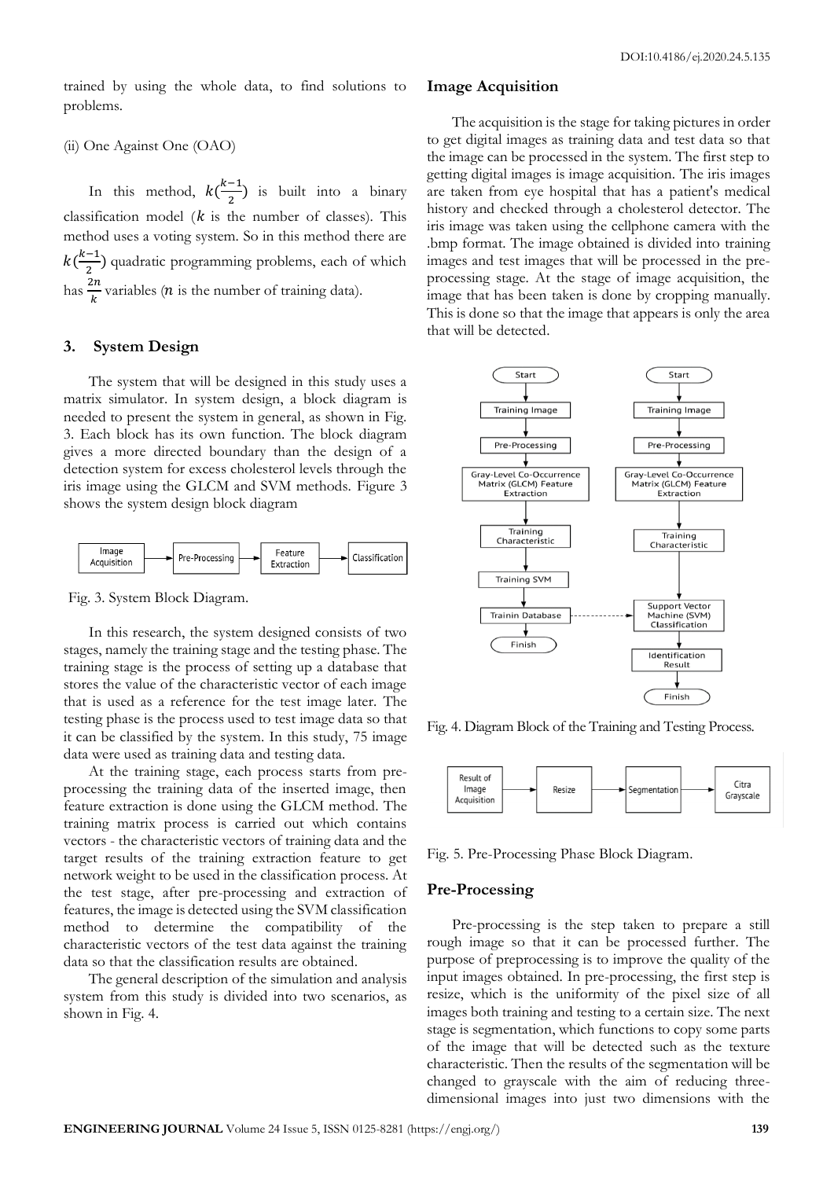trained by using the whole data, to find solutions to problems.

(ii) One Against One (OAO)

In this method, $k(\frac{k-1}{2})$ is built into a binary classification model ($k$ is the number of classes). This method uses a voting system. So in this method there are $k(\frac{k-1}{2})$ quadratic programming problems, each of which has $\frac{2n}{k}$ variables ($n$ is the number of training data).

## 3. System Design

The system that will be designed in this study uses a matrix simulator. In system design, a block diagram is needed to present the system in general, as shown in Fig. 3. Each block has its own function. The block diagram gives a more directed boundary than the design of a detection system for excess cholesterol levels through the iris image using the GLCM and SVM methods. Figure 3 shows the system design block diagram

Image Acquisition → Pre-Processing → Feature Extraction → Classification

Fig. 3. System Block Diagram.

In this research, the system designed consists of two stages, namely the training stage and the testing phase. The training stage is the process of setting up a database that stores the value of the characteristic vector of each image that is used as a reference for the test image later. The testing phase is the process used to test image data so that it can be classified by the system. In this study, 75 image data were used as training data and testing data.

At the training stage, each process starts from pre-processing the training data of the inserted image, then feature extraction is done using the GLCM method. The training matrix process is carried out which contains vectors - the characteristic vectors of training data and the target results of the training extraction feature to get network weight to be used in the classification process. At the test stage, after pre-processing and extraction of features, the image is detected using the SVM classification method to determine the compatibility of the characteristic vectors of the test data against the training data so that the classification results are obtained.

The general description of the simulation and analysis system from this study is divided into two scenarios, as shown in Fig. 4.

### Image Acquisition

The acquisition is the stage for taking pictures in order to get digital images as training data and test data so that the image can be processed in the system. The first step to getting digital images is image acquisition. The iris images are taken from eye hospital that has a patient's medical history and checked through a cholesterol detector. The iris image was taken using the cellphone camera with the .bmp format. The image obtained is divided into training images and test images that will be processed in the pre-processing stage. At the stage of image acquisition, the image that has been taken is done by cropping manually. This is done so that the image that appears is only the area that will be detected.

Training: Start → Training Image → Pre-Processing → Gray-Level Co-Occurrence Matrix (GLCM) Feature Extraction → Training Characteristic → Training SVM → Trainin Database → Finish

Testing: Start → Training Image → Pre-Processing → Gray-Level Co-Occurrence Matrix (GLCM) Feature Extraction → Training Characteristic → Support Vector Machine (SVM) Classification → Identification Result → Finish

Fig. 4. Diagram Block of the Training and Testing Process.

Result of Image Acquisition → Resize → Segmentation → Citra Grayscale

Fig. 5. Pre-Processing Phase Block Diagram.

### Pre-Processing

Pre-processing is the step taken to prepare a still rough image so that it can be processed further. The purpose of preprocessing is to improve the quality of the input images obtained. In pre-processing, the first step is resize, which is the uniformity of the pixel size of all images both training and testing to a certain size. The next stage is segmentation, which functions to copy some parts of the image that will be detected such as the texture characteristic. Then the results of the segmentation will be changed to grayscale with the aim of reducing three-dimensional images into just two dimensions with the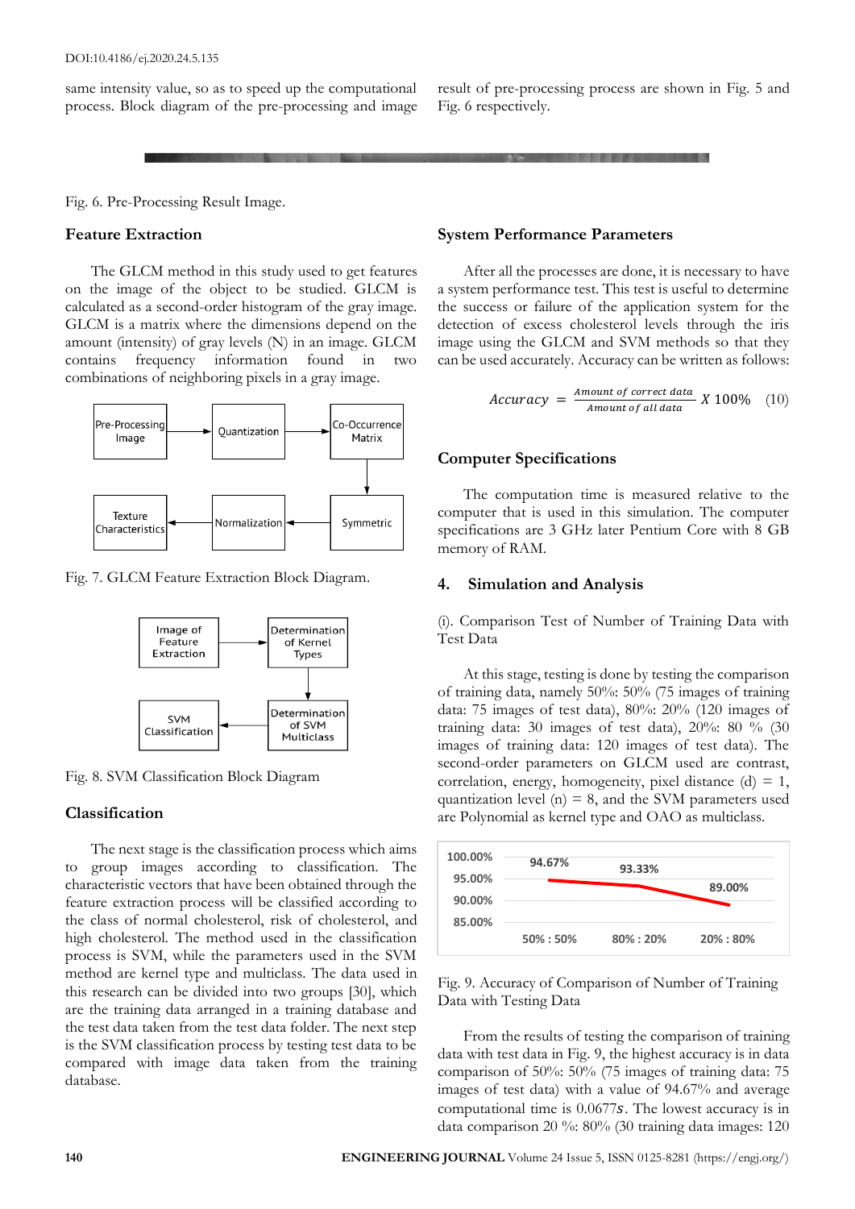same intensity value, so as to speed up the computational process. Block diagram of the pre-processing and image result of pre-processing process are shown in Fig. 5 and Fig. 6 respectively.

Fig. 6. Pre-Processing Result Image.

### Feature Extraction

The GLCM method in this study used to get features on the image of the object to be studied. GLCM is calculated as a second-order histogram of the gray image. GLCM is a matrix where the dimensions depend on the amount (intensity) of gray levels (N) in an image. GLCM contains frequency information found in two combinations of neighboring pixels in a gray image.

Fig. 7. GLCM Feature Extraction Block Diagram.

Fig. 8. SVM Classification Block Diagram

### Classification

The next stage is the classification process which aims to group images according to classification. The characteristic vectors that have been obtained through the feature extraction process will be classified according to the class of normal cholesterol, risk of cholesterol, and high cholesterol. The method used in the classification process is SVM, while the parameters used in the SVM method are kernel type and multiclass. The data used in this research can be divided into two groups [30], which are the training data arranged in a training database and the test data taken from the test data folder. The next step is the SVM classification process by testing test data to be compared with image data taken from the training database.

### System Performance Parameters

After all the processes are done, it is necessary to have a system performance test. This test is useful to determine the success or failure of the application system for the detection of excess cholesterol levels through the iris image using the GLCM and SVM methods so that they can be used accurately. Accuracy can be written as follows:

$$Accuracy = \frac{Amount\ of\ correct\ data}{Amount\ of\ all\ data} X\ 100\% \quad (10)$$

### Computer Specifications

The computation time is measured relative to the computer that is used in this simulation. The computer specifications are 3 GHz later Pentium Core with 8 GB memory of RAM.

## 4. Simulation and Analysis

(i). Comparison Test of Number of Training Data with Test Data

At this stage, testing is done by testing the comparison of training data, namely 50%: 50% (75 images of training data: 75 images of test data), 80%: 20% (120 images of training data: 30 images of test data), 20%: 80 % (30 images of training data: 120 images of test data). The second-order parameters on GLCM used are contrast, correlation, energy, homogeneity, pixel distance (d) = 1, quantization level (n) = 8, and the SVM parameters used are Polynomial as kernel type and OAO as multiclass.

Fig. 9. Accuracy of Comparison of Number of Training Data with Testing Data

From the results of testing the comparison of training data with test data in Fig. 9, the highest accuracy is in data comparison of 50%: 50% (75 images of training data: 75 images of test data) with a value of 94.67% and average computational time is 0.0677$s$. The lowest accuracy is in data comparison 20 %: 80% (30 training data images: 120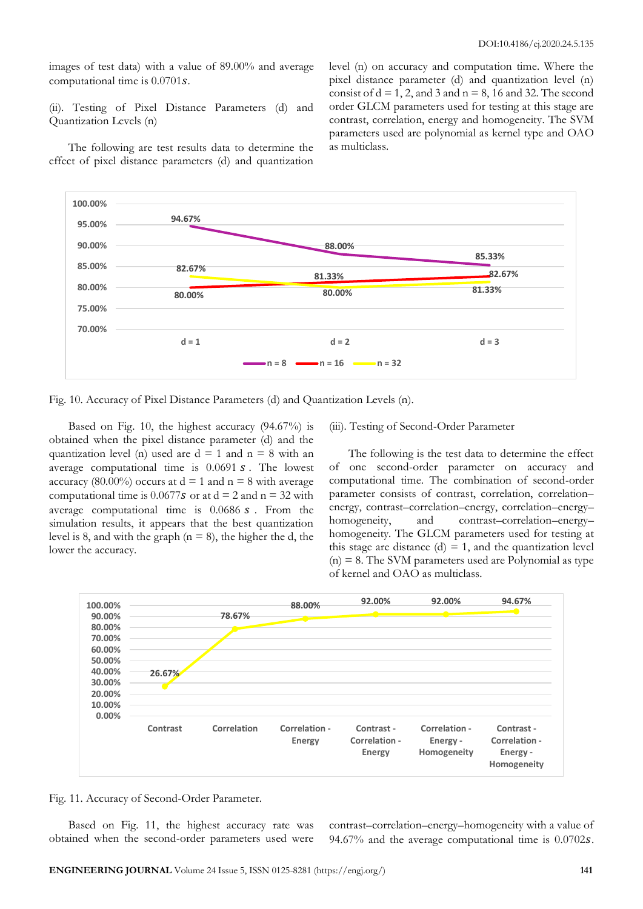images of test data) with a value of 89.00% and average computational time is 0.0701$s$.

(ii). Testing of Pixel Distance Parameters (d) and Quantization Levels (n)

The following are test results data to determine the effect of pixel distance parameters (d) and quantization level (n) on accuracy and computation time. Where the pixel distance parameter (d) and quantization level (n) consist of d = 1, 2, and 3 and n = 8, 16 and 32. The second order GLCM parameters used for testing at this stage are contrast, correlation, energy and homogeneity. The SVM parameters used are polynomial as kernel type and OAO as multiclass.

Fig. 10. Accuracy of Pixel Distance Parameters (d) and Quantization Levels (n).

Based on Fig. 10, the highest accuracy (94.67%) is obtained when the pixel distance parameter (d) and the quantization level (n) used are d = 1 and n = 8 with an average computational time is 0.0691 $s$. The lowest accuracy (80.00%) occurs at d = 1 and n = 8 with average computational time is 0.0677$s$ or at d = 2 and n = 32 with average computational time is 0.0686 $s$. From the simulation results, it appears that the best quantization level is 8, and with the graph (n = 8), the higher the d, the lower the accuracy.

(iii). Testing of Second-Order Parameter

The following is the test data to determine the effect of one second-order parameter on accuracy and computational time. The combination of second-order parameter consists of contrast, correlation, correlation–energy, contrast–correlation–energy, correlation–energy–homogeneity, and contrast–correlation–energy–homogeneity. The GLCM parameters used for testing at this stage are distance (d) = 1, and the quantization level (n) = 8. The SVM parameters used are Polynomial as type of kernel and OAO as multiclass.

Fig. 11. Accuracy of Second-Order Parameter.

Based on Fig. 11, the highest accuracy rate was obtained when the second-order parameters used were contrast–correlation–energy–homogeneity with a value of 94.67% and the average computational time is 0.0702$s$.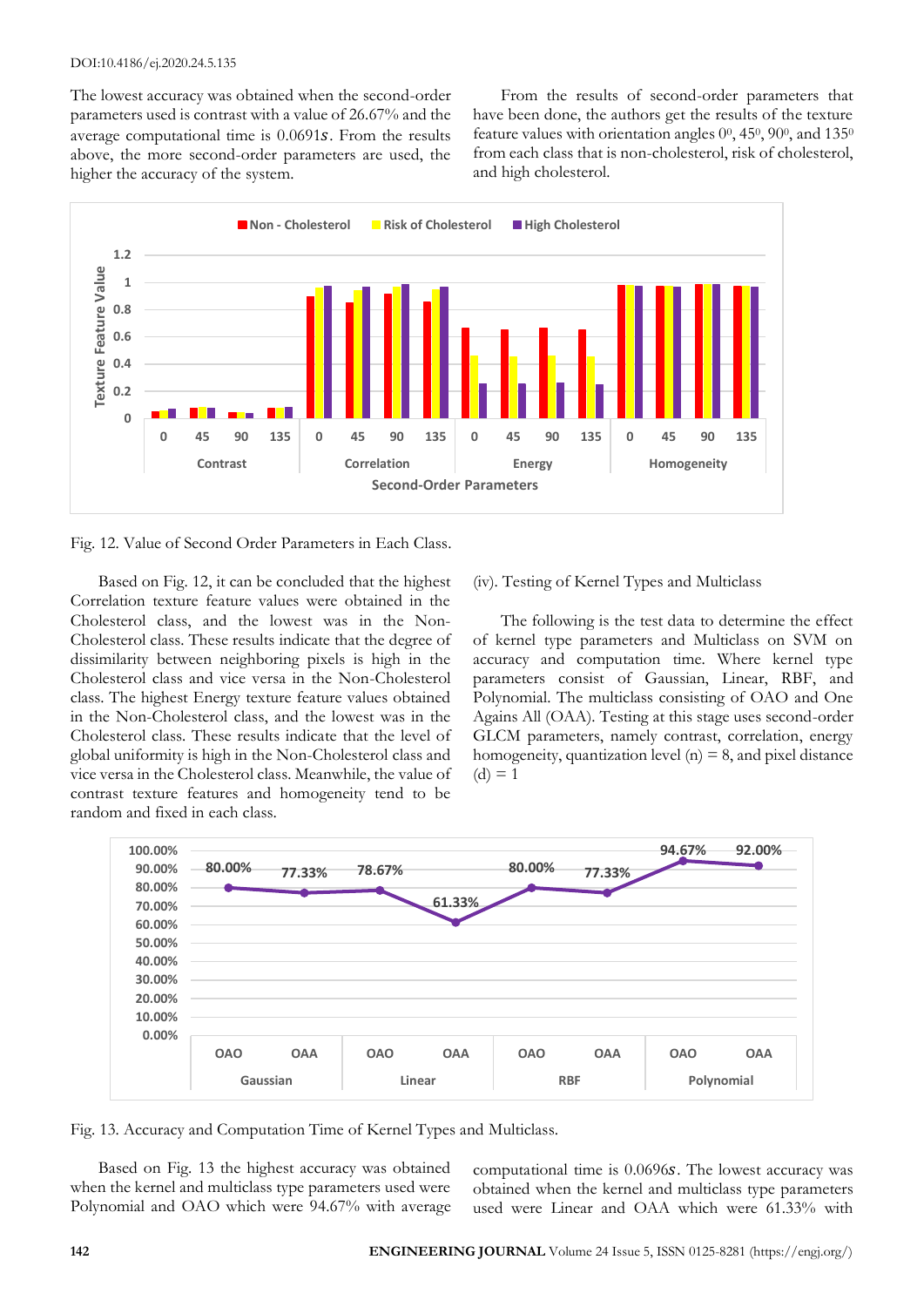The lowest accuracy was obtained when the second-order parameters used is contrast with a value of 26.67% and the average computational time is 0.0691$s$. From the results above, the more second-order parameters are used, the higher the accuracy of the system.

From the results of second-order parameters that have been done, the authors get the results of the texture feature values with orientation angles $0^0$, $45^0$, $90^0$, and $135^0$ from each class that is non-cholesterol, risk of cholesterol, and high cholesterol.

Fig. 12. Value of Second Order Parameters in Each Class.

Based on Fig. 12, it can be concluded that the highest Correlation texture feature values were obtained in the Cholesterol class, and the lowest was in the Non-Cholesterol class. These results indicate that the degree of dissimilarity between neighboring pixels is high in the Cholesterol class and vice versa in the Non-Cholesterol class. The highest Energy texture feature values obtained in the Non-Cholesterol class, and the lowest was in the Cholesterol class. These results indicate that the level of global uniformity is high in the Non-Cholesterol class and vice versa in the Cholesterol class. Meanwhile, the value of contrast texture features and homogeneity tend to be random and fixed in each class.

(iv). Testing of Kernel Types and Multiclass

The following is the test data to determine the effect of kernel type parameters and Multiclass on SVM on accuracy and computation time. Where kernel type parameters consist of Gaussian, Linear, RBF, and Polynomial. The multiclass consisting of OAO and One Agains All (OAA). Testing at this stage uses second-order GLCM parameters, namely contrast, correlation, energy homogeneity, quantization level (n) = 8, and pixel distance (d) = 1

Fig. 13. Accuracy and Computation Time of Kernel Types and Multiclass.

Based on Fig. 13 the highest accuracy was obtained when the kernel and multiclass type parameters used were Polynomial and OAO which were 94.67% with average computational time is 0.0696$s$. The lowest accuracy was obtained when the kernel and multiclass type parameters used were Linear and OAA which were 61.33% with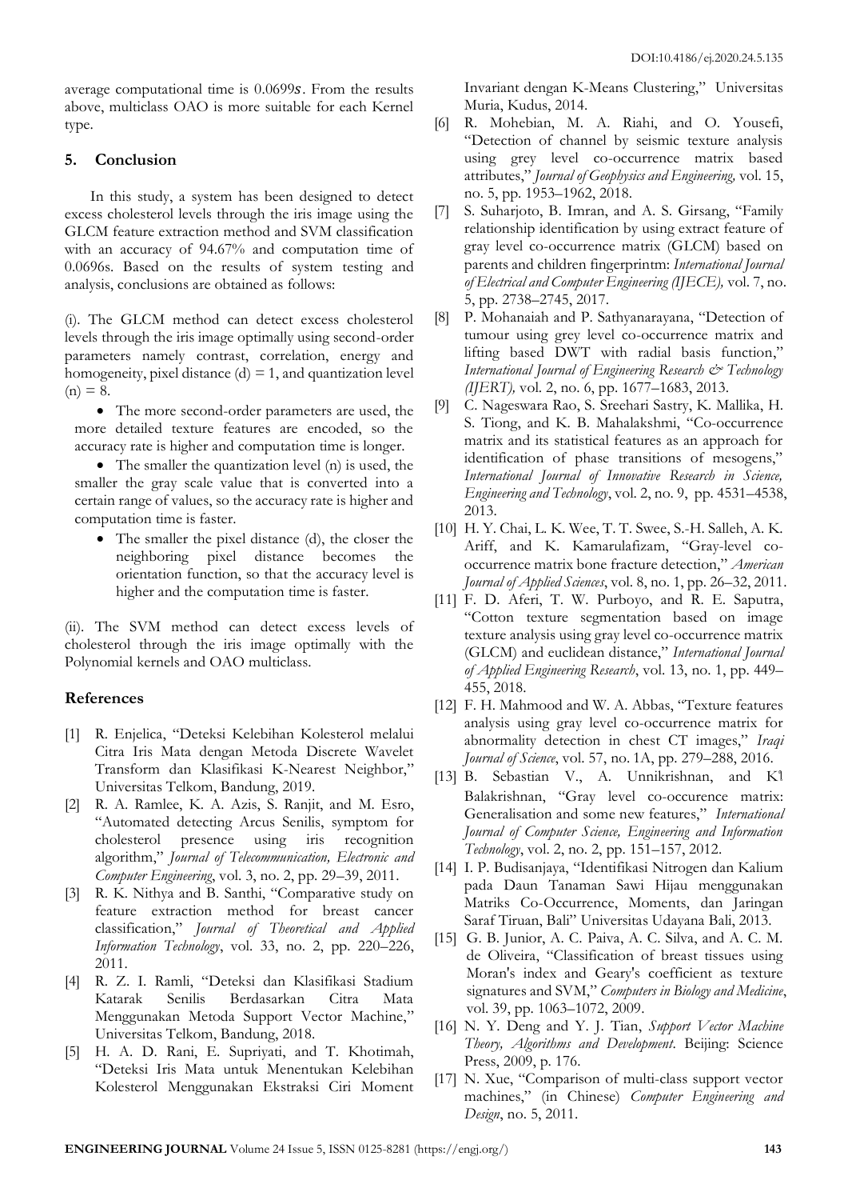average computational time is $0.0699s$. From the results above, multiclass OAO is more suitable for each Kernel type.

## 5. Conclusion

In this study, a system has been designed to detect excess cholesterol levels through the iris image using the GLCM feature extraction method and SVM classification with an accuracy of 94.67% and computation time of 0.0696s. Based on the results of system testing and analysis, conclusions are obtained as follows:

(i). The GLCM method can detect excess cholesterol levels through the iris image optimally using second-order parameters namely contrast, correlation, energy and homogeneity, pixel distance (d) = 1, and quantization level (n) = 8.

- The more second-order parameters are used, the more detailed texture features are encoded, so the accuracy rate is higher and computation time is longer.
- The smaller the quantization level (n) is used, the smaller the gray scale value that is converted into a certain range of values, so the accuracy rate is higher and computation time is faster.
- The smaller the pixel distance (d), the closer the neighboring pixel distance becomes the orientation function, so that the accuracy level is higher and the computation time is faster.

(ii). The SVM method can detect excess levels of cholesterol through the iris image optimally with the Polynomial kernels and OAO multiclass.

## References

[1] R. Enjelica, "Deteksi Kelebihan Kolesterol melalui Citra Iris Mata dengan Metoda Discrete Wavelet Transform dan Klasifikasi K-Nearest Neighbor," Universitas Telkom, Bandung, 2019.

[2] R. A. Ramlee, K. A. Azis, S. Ranjit, and M. Esro, "Automated detecting Arcus Senilis, symptom for cholesterol presence using iris recognition algorithm," *Journal of Telecommunication, Electronic and Computer Engineering*, vol. 3, no. 2, pp. 29–39, 2011.

[3] R. K. Nithya and B. Santhi, "Comparative study on feature extraction method for breast cancer classification," *Journal of Theoretical and Applied Information Technology*, vol. 33, no. 2, pp. 220–226, 2011.

[4] R. Z. I. Ramli, "Deteksi dan Klasifikasi Stadium Katarak Senilis Berdasarkan Citra Mata Menggunakan Metoda Support Vector Machine," Universitas Telkom, Bandung, 2018.

[5] H. A. D. Rani, E. Supriyati, and T. Khotimah, "Deteksi Iris Mata untuk Menentukan Kelebihan Kolesterol Menggunakan Ekstraksi Ciri Moment Invariant dengan K-Means Clustering," Universitas Muria, Kudus, 2014.

[6] R. Mohebian, M. A. Riahi, and O. Yousefi, "Detection of channel by seismic texture analysis using grey level co-occurrence matrix based attributes," *Journal of Geophysics and Engineering,* vol. 15, no. 5, pp. 1953–1962, 2018.

[7] S. Suharjoto, B. Imran, and A. S. Girsang, "Family relationship identification by using extract feature of gray level co-occurrence matrix (GLCM) based on parents and children fingerprintm: *International Journal of Electrical and Computer Engineering (IJECE),* vol. 7, no. 5, pp. 2738–2745, 2017.

[8] P. Mohanaiah and P. Sathyanarayana, "Detection of tumour using grey level co-occurrence matrix and lifting based DWT with radial basis function," *International Journal of Engineering Research & Technology (IJERT),* vol. 2, no. 6, pp. 1677–1683, 2013.

[9] C. Nageswara Rao, S. Sreehari Sastry, K. Mallika, H. S. Tiong, and K. B. Mahalakshmi, "Co-occurrence matrix and its statistical features as an approach for identification of phase transitions of mesogens," *International Journal of Innovative Research in Science, Engineering and Technology*, vol. 2, no. 9, pp. 4531–4538, 2013.

[10] H. Y. Chai, L. K. Wee, T. T. Swee, S.-H. Salleh, A. K. Ariff, and K. Kamarulafizam, "Gray-level co-occurrence matrix bone fracture detection," *American Journal of Applied Sciences*, vol. 8, no. 1, pp. 26–32, 2011.

[11] F. D. Aferi, T. W. Purboyo, and R. E. Saputra, "Cotton texture segmentation based on image texture analysis using gray level co-occurrence matrix (GLCM) and euclidean distance," *International Journal of Applied Engineering Research*, vol. 13, no. 1, pp. 449–455, 2018.

[12] F. H. Mahmood and W. A. Abbas, "Texture features analysis using gray level co-occurrence matrix for abnormality detection in chest CT images," *Iraqi Journal of Science*, vol. 57, no. 1A, pp. 279–288, 2016.

[13] B. Sebastian V., A. Unnikrishnan, and K. Balakrishnan, "Gray level co-occurence matrix: Generalisation and some new features," *International Journal of Computer Science, Engineering and Information Technology*, vol. 2, no. 2, pp. 151–157, 2012.

[14] I. P. Budisanjaya, "Identifikasi Nitrogen dan Kalium pada Daun Tanaman Sawi Hijau menggunakan Matriks Co-Occurrence, Moments, dan Jaringan Saraf Tiruan, Bali" Universitas Udayana Bali, 2013.

[15] G. B. Junior, A. C. Paiva, A. C. Silva, and A. C. M. de Oliveira, "Classification of breast tissues using Moran's index and Geary's coefficient as texture signatures and SVM," *Computers in Biology and Medicine*, vol. 39, pp. 1063–1072, 2009.

[16] N. Y. Deng and Y. J. Tian, *Support Vector Machine Theory, Algorithms and Development*. Beijing: Science Press, 2009, p. 176.

[17] N. Xue, "Comparison of multi-class support vector machines," (in Chinese) *Computer Engineering and Design*, no. 5, 2011.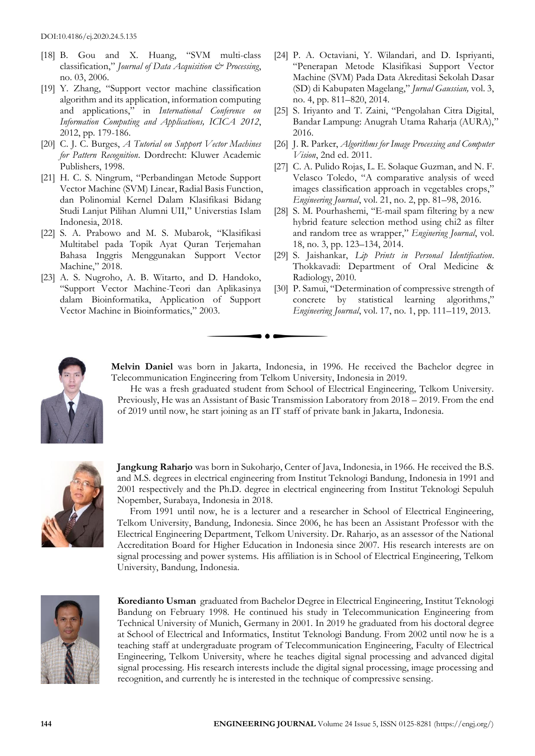[18] B. Gou and X. Huang, "SVM multi-class classification," *Journal of Data Acquisition & Processing*, no. 03, 2006.

[19] Y. Zhang, "Support vector machine classification algorithm and its application, information computing and applications," in *International Conference on Information Computing and Applications, ICICA 2012*, 2012, pp. 179-186.

[20] C. J. C. Burges, *A Tutorial on Support Vector Machines for Pattern Recognition*. Dordrecht: Kluwer Academic Publishers, 1998.

[21] H. C. S. Ningrum, "Perbandingan Metode Support Vector Machine (SVM) Linear, Radial Basis Function, dan Polinomial Kernel Dalam Klasifikasi Bidang Studi Lanjut Pilihan Alumni UII," Universtias Islam Indonesia, 2018.

[22] S. A. Prabowo and M. S. Mubarok, "Klasifikasi Multitabel pada Topik Ayat Quran Terjemahan Bahasa Inggris Menggunakan Support Vector Machine," 2018.

[23] A. S. Nugroho, A. B. Witarto, and D. Handoko, "Support Vector Machine-Teori dan Aplikasinya dalam Bioinformatika, Application of Support Vector Machine in Bioinformatics," 2003.

[24] P. A. Octaviani, Y. Wilandari, and D. Ispriyanti, "Penerapan Metode Klasifikasi Support Vector Machine (SVM) Pada Data Akreditasi Sekolah Dasar (SD) di Kabupaten Magelang," *Jurnal Gaussian,* vol. 3, no. 4, pp. 811–820, 2014.

[25] S. Iriyanto and T. Zaini, "Pengolahan Citra Digital, Bandar Lampung: Anugrah Utama Raharja (AURA)," 2016.

[26] J. R. Parker, *Algorithms for Image Processing and Computer Vision*, 2nd ed. 2011.

[27] C. A. Pulido Rojas, L. E. Solaque Guzman, and N. F. Velasco Toledo, "A comparative analysis of weed images classification approach in vegetables crops," *Engineering Journal*, vol. 21, no. 2, pp. 81–98, 2016.

[28] S. M. Pourhashemi, "E-mail spam filtering by a new hybrid feature selection method using chi2 as filter and random tree as wrapper," *Engineering Journal*, vol. 18, no. 3, pp. 123–134, 2014.

[29] S. Jaishankar, *Lip Prints in Personal Identification*. Thokkavadi: Department of Oral Medicine & Radiology, 2010.

[30] P. Samui, "Determination of compressive strength of concrete by statistical learning algorithms," *Engineering Journal*, vol. 17, no. 1, pp. 111–119, 2013.

**Melvin Daniel** was born in Jakarta, Indonesia, in 1996. He received the Bachelor degree in Telecommunication Engineering from Telkom University, Indonesia in 2019.

He was a fresh graduated student from School of Electrical Engineering, Telkom University. Previously, He was an Assistant of Basic Transmission Laboratory from 2018 – 2019. From the end of 2019 until now, he start joining as an IT staff of private bank in Jakarta, Indonesia.

**Jangkung Raharjo** was born in Sukoharjo, Center of Java, Indonesia, in 1966. He received the B.S. and M.S. degrees in electrical engineering from Institut Teknologi Bandung, Indonesia in 1991 and 2001 respectively and the Ph.D. degree in electrical engineering from Institut Teknologi Sepuluh Nopember, Surabaya, Indonesia in 2018.

From 1991 until now, he is a lecturer and a researcher in School of Electrical Engineering, Telkom University, Bandung, Indonesia. Since 2006, he has been an Assistant Professor with the Electrical Engineering Department, Telkom University. Dr. Raharjo, as an assessor of the National Accreditation Board for Higher Education in Indonesia since 2007. His research interests are on signal processing and power systems. His affiliation is in School of Electrical Engineering, Telkom University, Bandung, Indonesia.

**Koredianto Usman** graduated from Bachelor Degree in Electrical Engineering, Institut Teknologi Bandung on February 1998. He continued his study in Telecommunication Engineering from Technical University of Munich, Germany in 2001. In 2019 he graduated from his doctoral degree at School of Electrical and Informatics, Institut Teknologi Bandung. From 2002 until now he is a teaching staff at undergraduate program of Telecommunication Engineering, Faculty of Electrical Engineering, Telkom University, where he teaches digital signal processing and advanced digital signal processing. His research interests include the digital signal processing, image processing and recognition, and currently he is interested in the technique of compressive sensing.